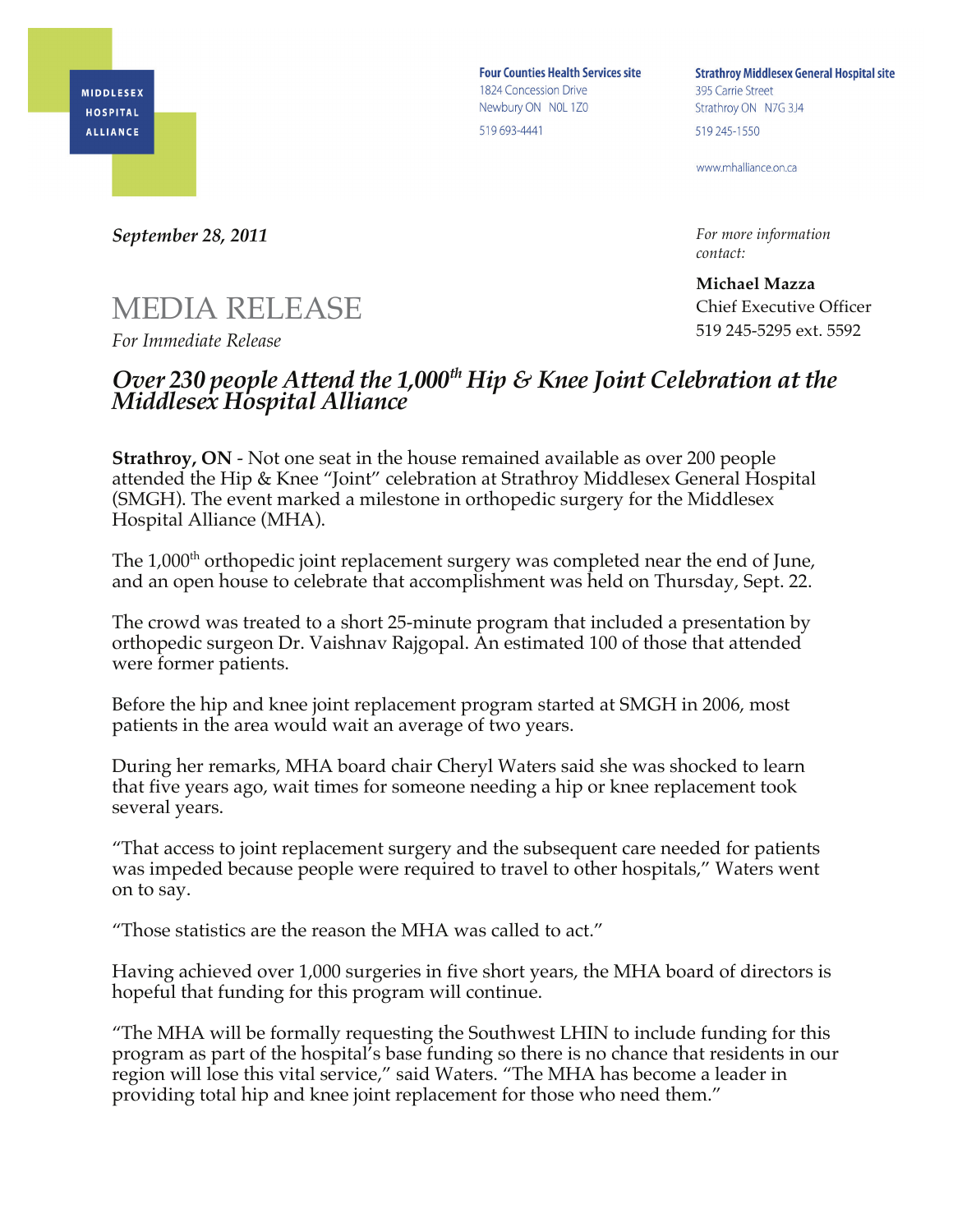MIDDLESEX HOSPITAL ALLIANCE

**Four Counties Health Services site**
1824 Concession Drive
Newbury ON N0L 1Z0
519 693-4441

**Strathroy Middlesex General Hospital site**
395 Carrie Street
Strathroy ON N7G 3J4
519 245-1550

www.mhalliance.on.ca

***September 28, 2011***

*For more information contact:*

**Michael Mazza**
Chief Executive Officer
519 245-5295 ext. 5592

# MEDIA RELEASE

*For Immediate Release*

## *Over 230 people Attend the 1,000th Hip & Knee Joint Celebration at the Middlesex Hospital Alliance*

**Strathroy, ON** - Not one seat in the house remained available as over 200 people attended the Hip & Knee "Joint" celebration at Strathroy Middlesex General Hospital (SMGH). The event marked a milestone in orthopedic surgery for the Middlesex Hospital Alliance (MHA).

The 1,000th orthopedic joint replacement surgery was completed near the end of June, and an open house to celebrate that accomplishment was held on Thursday, Sept. 22.

The crowd was treated to a short 25-minute program that included a presentation by orthopedic surgeon Dr. Vaishnav Rajgopal. An estimated 100 of those that attended were former patients.

Before the hip and knee joint replacement program started at SMGH in 2006, most patients in the area would wait an average of two years.

During her remarks, MHA board chair Cheryl Waters said she was shocked to learn that five years ago, wait times for someone needing a hip or knee replacement took several years.

"That access to joint replacement surgery and the subsequent care needed for patients was impeded because people were required to travel to other hospitals," Waters went on to say.

"Those statistics are the reason the MHA was called to act."

Having achieved over 1,000 surgeries in five short years, the MHA board of directors is hopeful that funding for this program will continue.

"The MHA will be formally requesting the Southwest LHIN to include funding for this program as part of the hospital's base funding so there is no chance that residents in our region will lose this vital service," said Waters. "The MHA has become a leader in providing total hip and knee joint replacement for those who need them."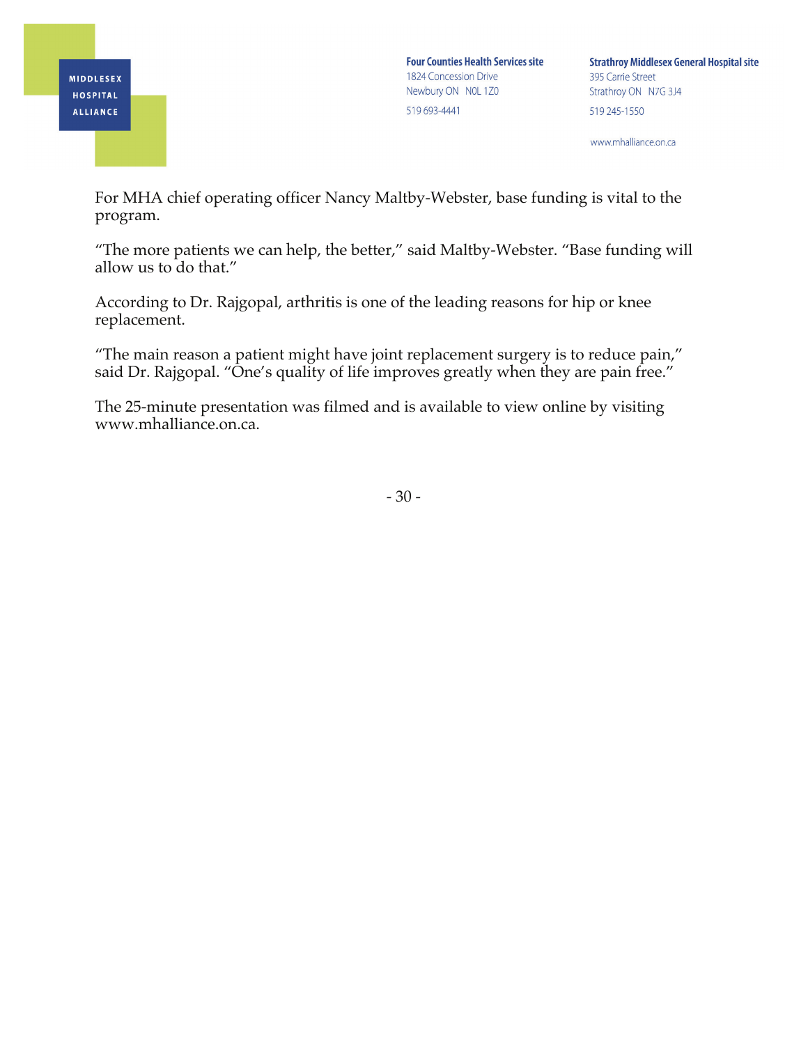For MHA chief operating officer Nancy Maltby-Webster, base funding is vital to the program.

"The more patients we can help, the better," said Maltby-Webster. "Base funding will allow us to do that."

According to Dr. Rajgopal, arthritis is one of the leading reasons for hip or knee replacement.

"The main reason a patient might have joint replacement surgery is to reduce pain," said Dr. Rajgopal. "One's quality of life improves greatly when they are pain free."

The 25-minute presentation was filmed and is available to view online by visiting www.mhalliance.on.ca.

- 30 -